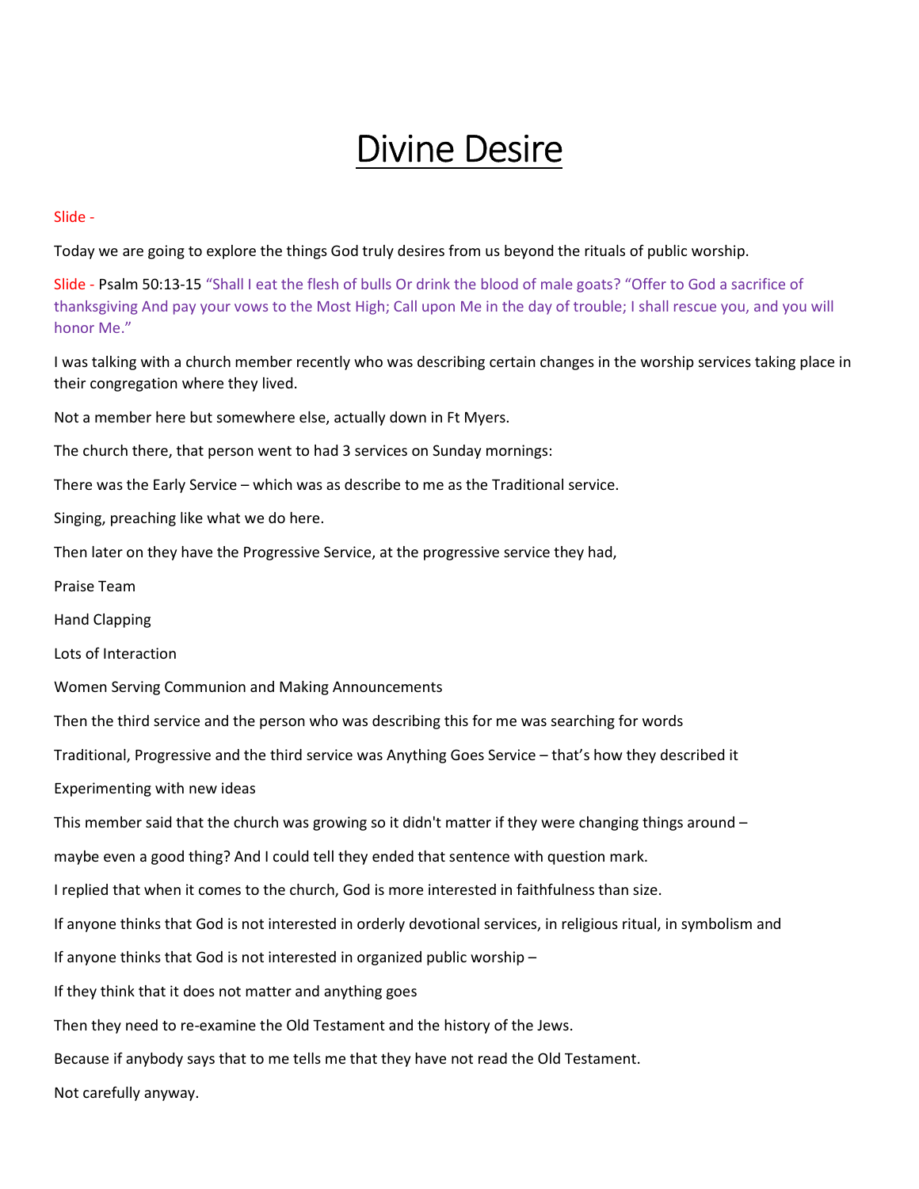# Divine Desire

Slide -

Today we are going to explore the things God truly desires from us beyond the rituals of public worship.

Slide - Psalm 50:13-15 “Shall I eat the flesh of bulls Or drink the blood of male goats? “Offer to God a sacrifice of thanksgiving And pay your vows to the Most High; Call upon Me in the day of trouble; I shall rescue you, and you will honor Me.”

I was talking with a church member recently who was describing certain changes in the worship services taking place in their congregation where they lived.

Not a member here but somewhere else, actually down in Ft Myers.

The church there, that person went to had 3 services on Sunday mornings:

There was the Early Service – which was as describe to me as the Traditional service.

Singing, preaching like what we do here.

Then later on they have the Progressive Service, at the progressive service they had,

Praise Team

Hand Clapping

Lots of Interaction

Women Serving Communion and Making Announcements

Then the third service and the person who was describing this for me was searching for words

Traditional, Progressive and the third service was Anything Goes Service – that’s how they described it

Experimenting with new ideas

This member said that the church was growing so it didn't matter if they were changing things around –

maybe even a good thing? And I could tell they ended that sentence with question mark.

I replied that when it comes to the church, God is more interested in faithfulness than size.

If anyone thinks that God is not interested in orderly devotional services, in religious ritual, in symbolism and

If anyone thinks that God is not interested in organized public worship –

If they think that it does not matter and anything goes

Then they need to re-examine the Old Testament and the history of the Jews.

Because if anybody says that to me tells me that they have not read the Old Testament.

Not carefully anyway.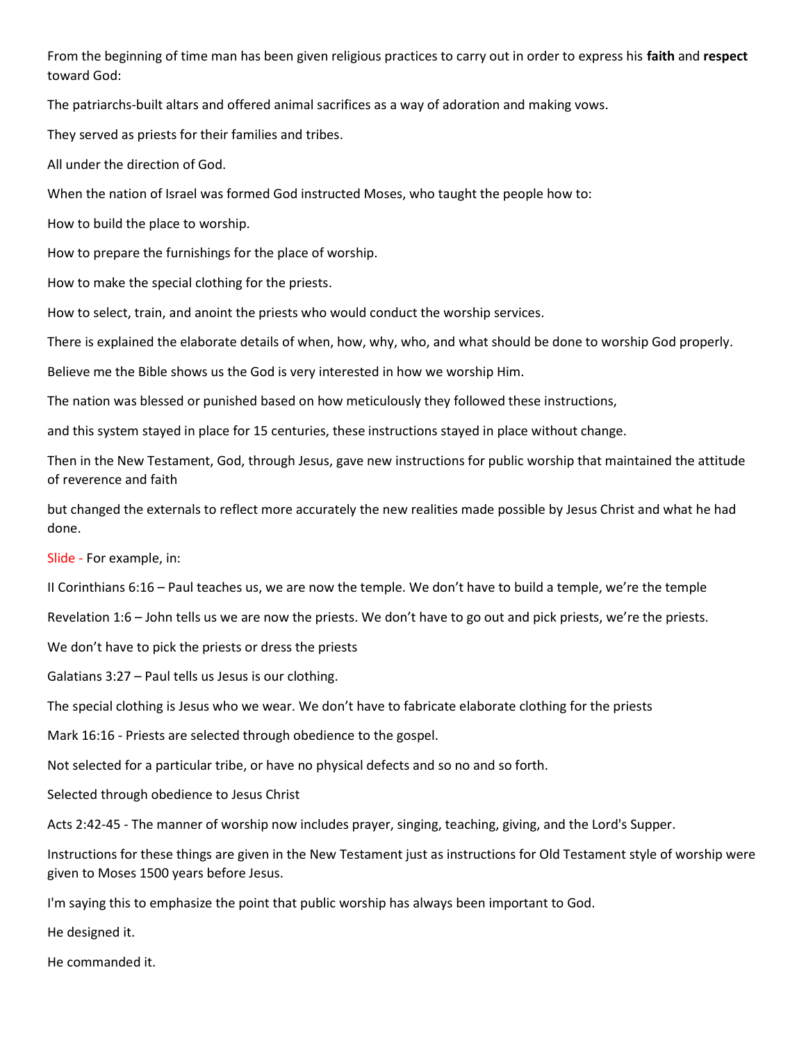From the beginning of time man has been given religious practices to carry out in order to express his **faith** and **respect** toward God:

The patriarchs-built altars and offered animal sacrifices as a way of adoration and making vows.

They served as priests for their families and tribes.

All under the direction of God.

When the nation of Israel was formed God instructed Moses, who taught the people how to:

How to build the place to worship.

How to prepare the furnishings for the place of worship.

How to make the special clothing for the priests.

How to select, train, and anoint the priests who would conduct the worship services.

There is explained the elaborate details of when, how, why, who, and what should be done to worship God properly.

Believe me the Bible shows us the God is very interested in how we worship Him.

The nation was blessed or punished based on how meticulously they followed these instructions,

and this system stayed in place for 15 centuries, these instructions stayed in place without change.

Then in the New Testament, God, through Jesus, gave new instructions for public worship that maintained the attitude of reverence and faith

but changed the externals to reflect more accurately the new realities made possible by Jesus Christ and what he had done.

Slide - For example, in:

II Corinthians 6:16 – Paul teaches us, we are now the temple. We don't have to build a temple, we're the temple

Revelation 1:6 – John tells us we are now the priests. We don't have to go out and pick priests, we're the priests.

We don't have to pick the priests or dress the priests

Galatians 3:27 – Paul tells us Jesus is our clothing.

The special clothing is Jesus who we wear. We don't have to fabricate elaborate clothing for the priests

Mark 16:16 - Priests are selected through obedience to the gospel.

Not selected for a particular tribe, or have no physical defects and so no and so forth.

Selected through obedience to Jesus Christ

Acts 2:42-45 - The manner of worship now includes prayer, singing, teaching, giving, and the Lord's Supper.

Instructions for these things are given in the New Testament just as instructions for Old Testament style of worship were given to Moses 1500 years before Jesus.

I'm saying this to emphasize the point that public worship has always been important to God.

He designed it.

He commanded it.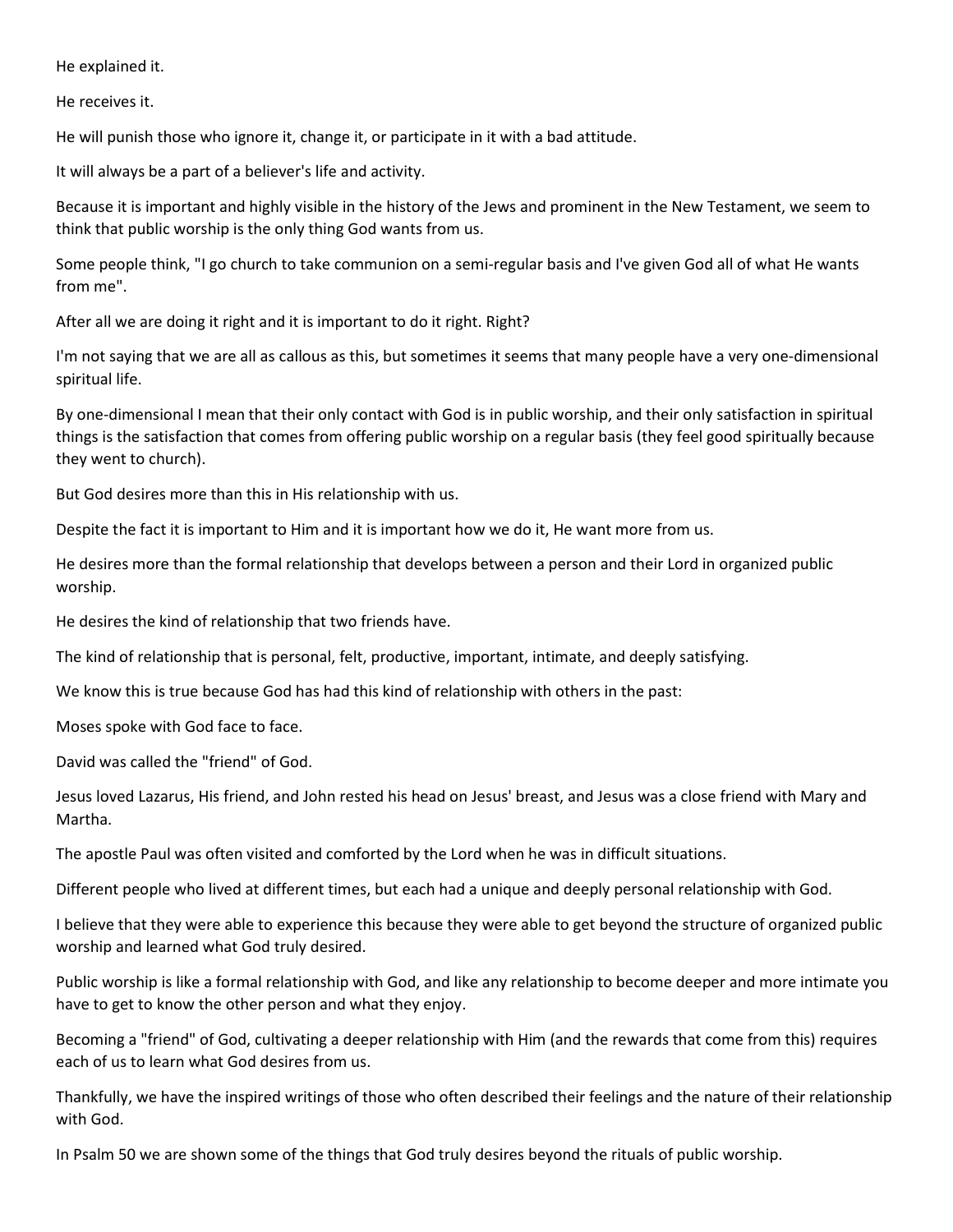He explained it.

He receives it.

He will punish those who ignore it, change it, or participate in it with a bad attitude.

It will always be a part of a believer's life and activity.

Because it is important and highly visible in the history of the Jews and prominent in the New Testament, we seem to think that public worship is the only thing God wants from us.

Some people think, "I go church to take communion on a semi-regular basis and I've given God all of what He wants from me".

After all we are doing it right and it is important to do it right. Right?

I'm not saying that we are all as callous as this, but sometimes it seems that many people have a very one-dimensional spiritual life.

By one-dimensional I mean that their only contact with God is in public worship, and their only satisfaction in spiritual things is the satisfaction that comes from offering public worship on a regular basis (they feel good spiritually because they went to church).

But God desires more than this in His relationship with us.

Despite the fact it is important to Him and it is important how we do it, He want more from us.

He desires more than the formal relationship that develops between a person and their Lord in organized public worship.

He desires the kind of relationship that two friends have.

The kind of relationship that is personal, felt, productive, important, intimate, and deeply satisfying.

We know this is true because God has had this kind of relationship with others in the past:

Moses spoke with God face to face.

David was called the "friend" of God.

Jesus loved Lazarus, His friend, and John rested his head on Jesus' breast, and Jesus was a close friend with Mary and Martha.

The apostle Paul was often visited and comforted by the Lord when he was in difficult situations.

Different people who lived at different times, but each had a unique and deeply personal relationship with God.

I believe that they were able to experience this because they were able to get beyond the structure of organized public worship and learned what God truly desired.

Public worship is like a formal relationship with God, and like any relationship to become deeper and more intimate you have to get to know the other person and what they enjoy.

Becoming a "friend" of God, cultivating a deeper relationship with Him (and the rewards that come from this) requires each of us to learn what God desires from us.

Thankfully, we have the inspired writings of those who often described their feelings and the nature of their relationship with God.

In Psalm 50 we are shown some of the things that God truly desires beyond the rituals of public worship.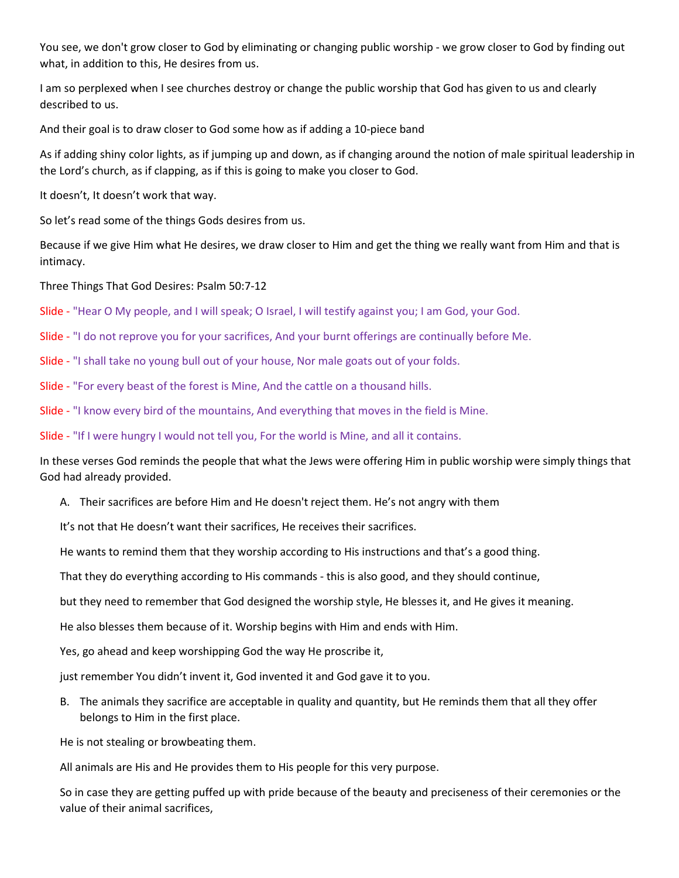You see, we don't grow closer to God by eliminating or changing public worship - we grow closer to God by finding out what, in addition to this, He desires from us.

I am so perplexed when I see churches destroy or change the public worship that God has given to us and clearly described to us.

And their goal is to draw closer to God some how as if adding a 10-piece band

As if adding shiny color lights, as if jumping up and down, as if changing around the notion of male spiritual leadership in the Lord's church, as if clapping, as if this is going to make you closer to God.

It doesn't, It doesn't work that way.

So let's read some of the things Gods desires from us.

Because if we give Him what He desires, we draw closer to Him and get the thing we really want from Him and that is intimacy.

Three Things That God Desires: Psalm 50:7-12

Slide - "Hear O My people, and I will speak; O Israel, I will testify against you; I am God, your God.

Slide - "I do not reprove you for your sacrifices, And your burnt offerings are continually before Me.

Slide - "I shall take no young bull out of your house, Nor male goats out of your folds.

Slide - "For every beast of the forest is Mine, And the cattle on a thousand hills.

Slide - "I know every bird of the mountains, And everything that moves in the field is Mine.

Slide - "If I were hungry I would not tell you, For the world is Mine, and all it contains.

In these verses God reminds the people that what the Jews were offering Him in public worship were simply things that God had already provided.

A. Their sacrifices are before Him and He doesn't reject them. He's not angry with them

It's not that He doesn't want their sacrifices, He receives their sacrifices.

He wants to remind them that they worship according to His instructions and that's a good thing.

That they do everything according to His commands - this is also good, and they should continue,

but they need to remember that God designed the worship style, He blesses it, and He gives it meaning.

He also blesses them because of it. Worship begins with Him and ends with Him.

Yes, go ahead and keep worshipping God the way He proscribe it,

just remember You didn't invent it, God invented it and God gave it to you.

B. The animals they sacrifice are acceptable in quality and quantity, but He reminds them that all they offer belongs to Him in the first place.

He is not stealing or browbeating them.

All animals are His and He provides them to His people for this very purpose.

So in case they are getting puffed up with pride because of the beauty and preciseness of their ceremonies or the value of their animal sacrifices,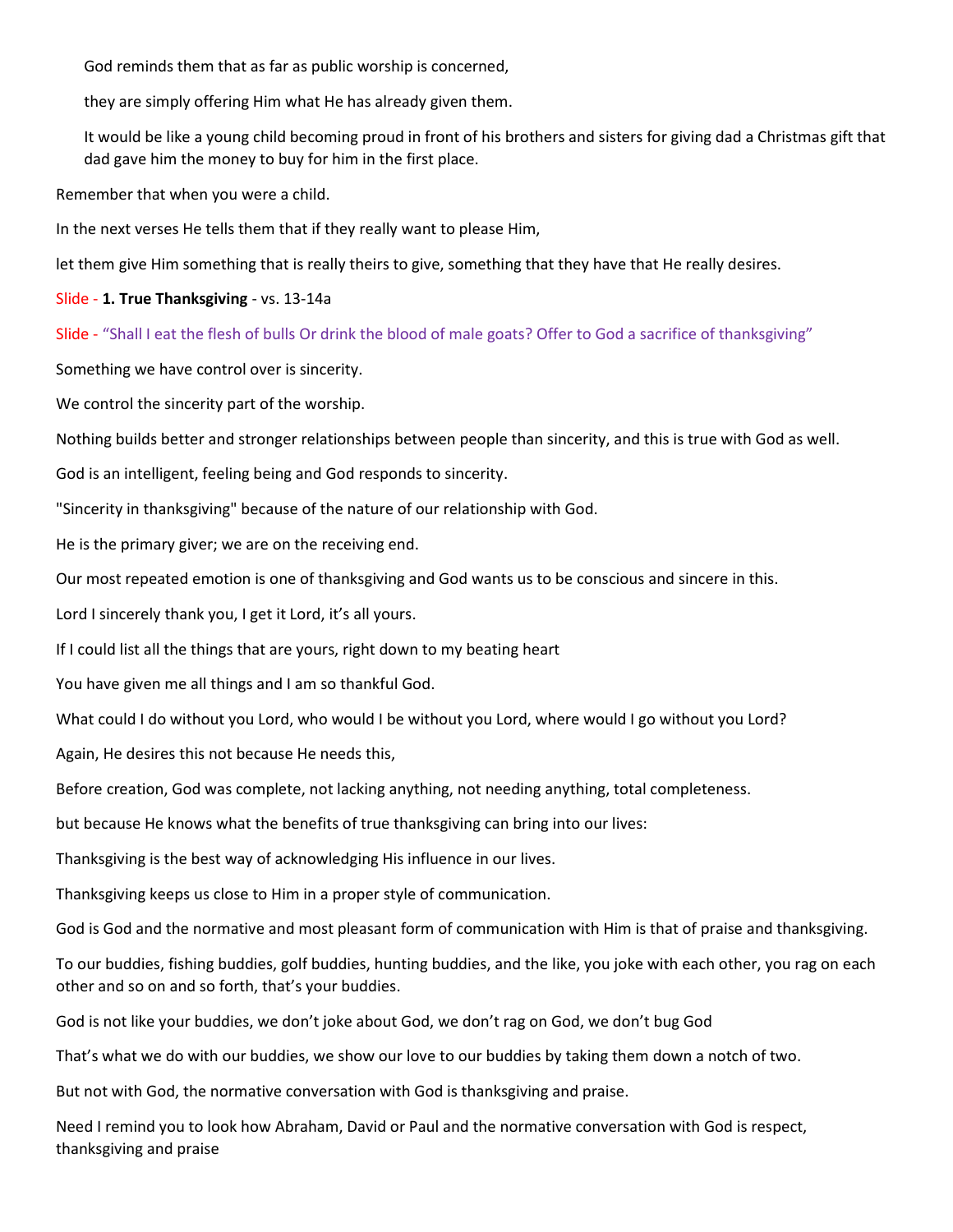God reminds them that as far as public worship is concerned,

they are simply offering Him what He has already given them.

It would be like a young child becoming proud in front of his brothers and sisters for giving dad a Christmas gift that dad gave him the money to buy for him in the first place.

Remember that when you were a child.

In the next verses He tells them that if they really want to please Him,

let them give Him something that is really theirs to give, something that they have that He really desires.

Slide - **1. True Thanksgiving** - vs. 13-14a

Slide - “Shall I eat the flesh of bulls Or drink the blood of male goats? Offer to God a sacrifice of thanksgiving”

Something we have control over is sincerity.

We control the sincerity part of the worship.

Nothing builds better and stronger relationships between people than sincerity, and this is true with God as well.

God is an intelligent, feeling being and God responds to sincerity.

"Sincerity in thanksgiving" because of the nature of our relationship with God.

He is the primary giver; we are on the receiving end.

Our most repeated emotion is one of thanksgiving and God wants us to be conscious and sincere in this.

Lord I sincerely thank you, I get it Lord, it’s all yours.

If I could list all the things that are yours, right down to my beating heart

You have given me all things and I am so thankful God.

What could I do without you Lord, who would I be without you Lord, where would I go without you Lord?

Again, He desires this not because He needs this,

Before creation, God was complete, not lacking anything, not needing anything, total completeness.

but because He knows what the benefits of true thanksgiving can bring into our lives:

Thanksgiving is the best way of acknowledging His influence in our lives.

Thanksgiving keeps us close to Him in a proper style of communication.

God is God and the normative and most pleasant form of communication with Him is that of praise and thanksgiving.

To our buddies, fishing buddies, golf buddies, hunting buddies, and the like, you joke with each other, you rag on each other and so on and so forth, that’s your buddies.

God is not like your buddies, we don’t joke about God, we don’t rag on God, we don’t bug God

That’s what we do with our buddies, we show our love to our buddies by taking them down a notch of two.

But not with God, the normative conversation with God is thanksgiving and praise.

Need I remind you to look how Abraham, David or Paul and the normative conversation with God is respect, thanksgiving and praise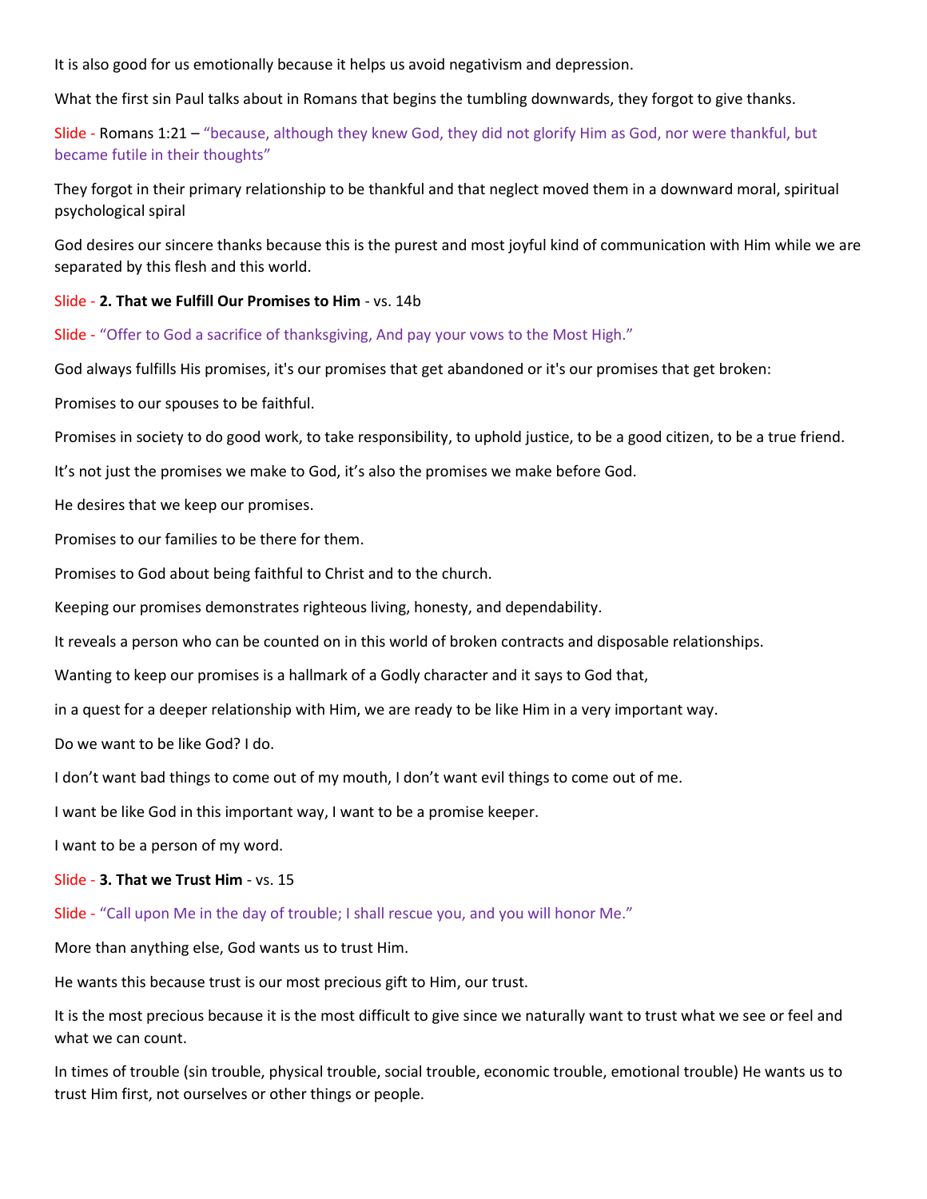It is also good for us emotionally because it helps us avoid negativism and depression.

What the first sin Paul talks about in Romans that begins the tumbling downwards, they forgot to give thanks.

Slide - Romans 1:21 – “because, although they knew God, they did not glorify Him as God, nor were thankful, but became futile in their thoughts”

They forgot in their primary relationship to be thankful and that neglect moved them in a downward moral, spiritual psychological spiral

God desires our sincere thanks because this is the purest and most joyful kind of communication with Him while we are separated by this flesh and this world.

Slide - **2. That we Fulfill Our Promises to Him** - vs. 14b

Slide - “Offer to God a sacrifice of thanksgiving, And pay your vows to the Most High.”

God always fulfills His promises, it's our promises that get abandoned or it's our promises that get broken:

Promises to our spouses to be faithful.

Promises in society to do good work, to take responsibility, to uphold justice, to be a good citizen, to be a true friend.

It’s not just the promises we make to God, it’s also the promises we make before God.

He desires that we keep our promises.

Promises to our families to be there for them.

Promises to God about being faithful to Christ and to the church.

Keeping our promises demonstrates righteous living, honesty, and dependability.

It reveals a person who can be counted on in this world of broken contracts and disposable relationships.

Wanting to keep our promises is a hallmark of a Godly character and it says to God that,

in a quest for a deeper relationship with Him, we are ready to be like Him in a very important way.

Do we want to be like God? I do.

I don’t want bad things to come out of my mouth, I don’t want evil things to come out of me.

I want be like God in this important way, I want to be a promise keeper.

I want to be a person of my word.

Slide - **3. That we Trust Him** - vs. 15

Slide - “Call upon Me in the day of trouble; I shall rescue you, and you will honor Me.”

More than anything else, God wants us to trust Him.

He wants this because trust is our most precious gift to Him, our trust.

It is the most precious because it is the most difficult to give since we naturally want to trust what we see or feel and what we can count.

In times of trouble (sin trouble, physical trouble, social trouble, economic trouble, emotional trouble) He wants us to trust Him first, not ourselves or other things or people.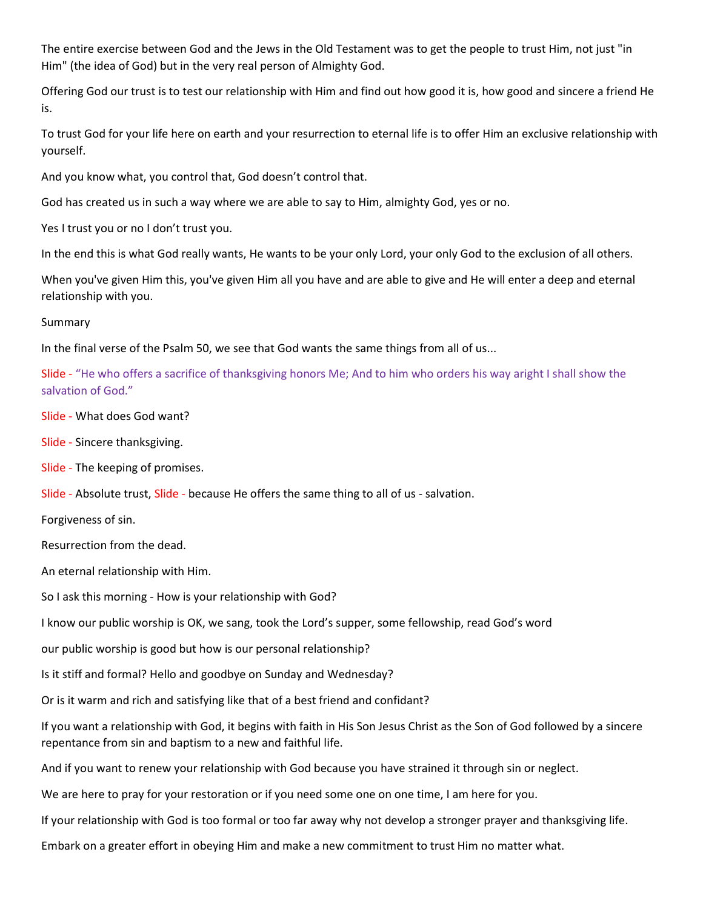The entire exercise between God and the Jews in the Old Testament was to get the people to trust Him, not just "in Him" (the idea of God) but in the very real person of Almighty God.

Offering God our trust is to test our relationship with Him and find out how good it is, how good and sincere a friend He is.

To trust God for your life here on earth and your resurrection to eternal life is to offer Him an exclusive relationship with yourself.

And you know what, you control that, God doesn't control that.

God has created us in such a way where we are able to say to Him, almighty God, yes or no.

Yes I trust you or no I don't trust you.

In the end this is what God really wants, He wants to be your only Lord, your only God to the exclusion of all others.

When you've given Him this, you've given Him all you have and are able to give and He will enter a deep and eternal relationship with you.

Summary

In the final verse of the Psalm 50, we see that God wants the same things from all of us...

Slide - "He who offers a sacrifice of thanksgiving honors Me; And to him who orders his way aright I shall show the salvation of God."

Slide - What does God want?

Slide - Sincere thanksgiving.

Slide - The keeping of promises.

Slide - Absolute trust, Slide - because He offers the same thing to all of us - salvation.

Forgiveness of sin.

Resurrection from the dead.

An eternal relationship with Him.

So I ask this morning - How is your relationship with God?

I know our public worship is OK, we sang, took the Lord's supper, some fellowship, read God's word

our public worship is good but how is our personal relationship?

Is it stiff and formal? Hello and goodbye on Sunday and Wednesday?

Or is it warm and rich and satisfying like that of a best friend and confidant?

If you want a relationship with God, it begins with faith in His Son Jesus Christ as the Son of God followed by a sincere repentance from sin and baptism to a new and faithful life.

And if you want to renew your relationship with God because you have strained it through sin or neglect.

We are here to pray for your restoration or if you need some one on one time, I am here for you.

If your relationship with God is too formal or too far away why not develop a stronger prayer and thanksgiving life.

Embark on a greater effort in obeying Him and make a new commitment to trust Him no matter what.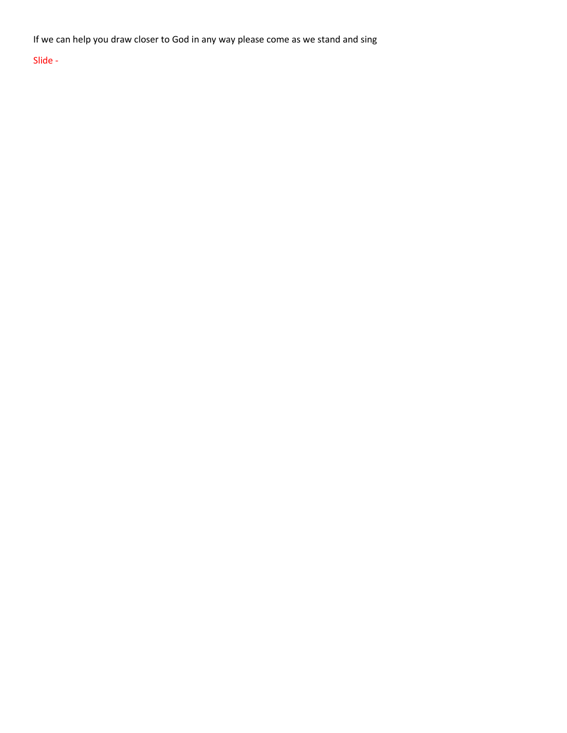If we can help you draw closer to God in any way please come as we stand and sing

Slide -